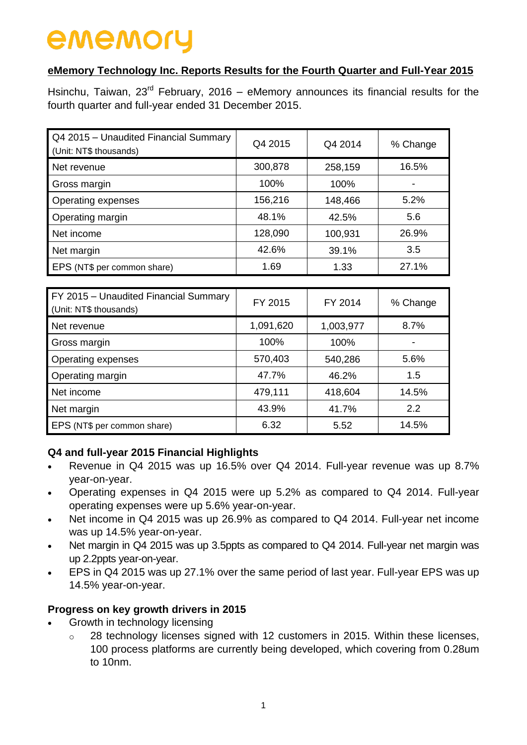ememory

## eMemory Technology Inc. Reports Results for the Fourth Quarter and Full-Year 2015

Hsinchu, Taiwan, 23rd February, 2016 – eMemory announces its financial results for the fourth quarter and full-year ended 31 December 2015.

| Q4 2015 – Unaudited Financial Summary (Unit: NT$ thousands) | Q4 2015 | Q4 2014 | % Change |
|---|---|---|---|
| Net revenue | 300,878 | 258,159 | 16.5% |
| Gross margin | 100% | 100% | - |
| Operating expenses | 156,216 | 148,466 | 5.2% |
| Operating margin | 48.1% | 42.5% | 5.6 |
| Net income | 128,090 | 100,931 | 26.9% |
| Net margin | 42.6% | 39.1% | 3.5 |
| EPS (NT$ per common share) | 1.69 | 1.33 | 27.1% |

| FY 2015 – Unaudited Financial Summary (Unit: NT$ thousands) | FY 2015 | FY 2014 | % Change |
|---|---|---|---|
| Net revenue | 1,091,620 | 1,003,977 | 8.7% |
| Gross margin | 100% | 100% | - |
| Operating expenses | 570,403 | 540,286 | 5.6% |
| Operating margin | 47.7% | 46.2% | 1.5 |
| Net income | 479,111 | 418,604 | 14.5% |
| Net margin | 43.9% | 41.7% | 2.2 |
| EPS (NT$ per common share) | 6.32 | 5.52 | 14.5% |

### Q4 and full-year 2015 Financial Highlights

- Revenue in Q4 2015 was up 16.5% over Q4 2014. Full-year revenue was up 8.7% year-on-year.
- Operating expenses in Q4 2015 were up 5.2% as compared to Q4 2014. Full-year operating expenses were up 5.6% year-on-year.
- Net income in Q4 2015 was up 26.9% as compared to Q4 2014. Full-year net income was up 14.5% year-on-year.
- Net margin in Q4 2015 was up 3.5ppts as compared to Q4 2014. Full-year net margin was up 2.2ppts year-on-year.
- EPS in Q4 2015 was up 27.1% over the same period of last year. Full-year EPS was up 14.5% year-on-year.

### Progress on key growth drivers in 2015

- Growth in technology licensing
  - 28 technology licenses signed with 12 customers in 2015. Within these licenses, 100 process platforms are currently being developed, which covering from 0.28um to 10nm.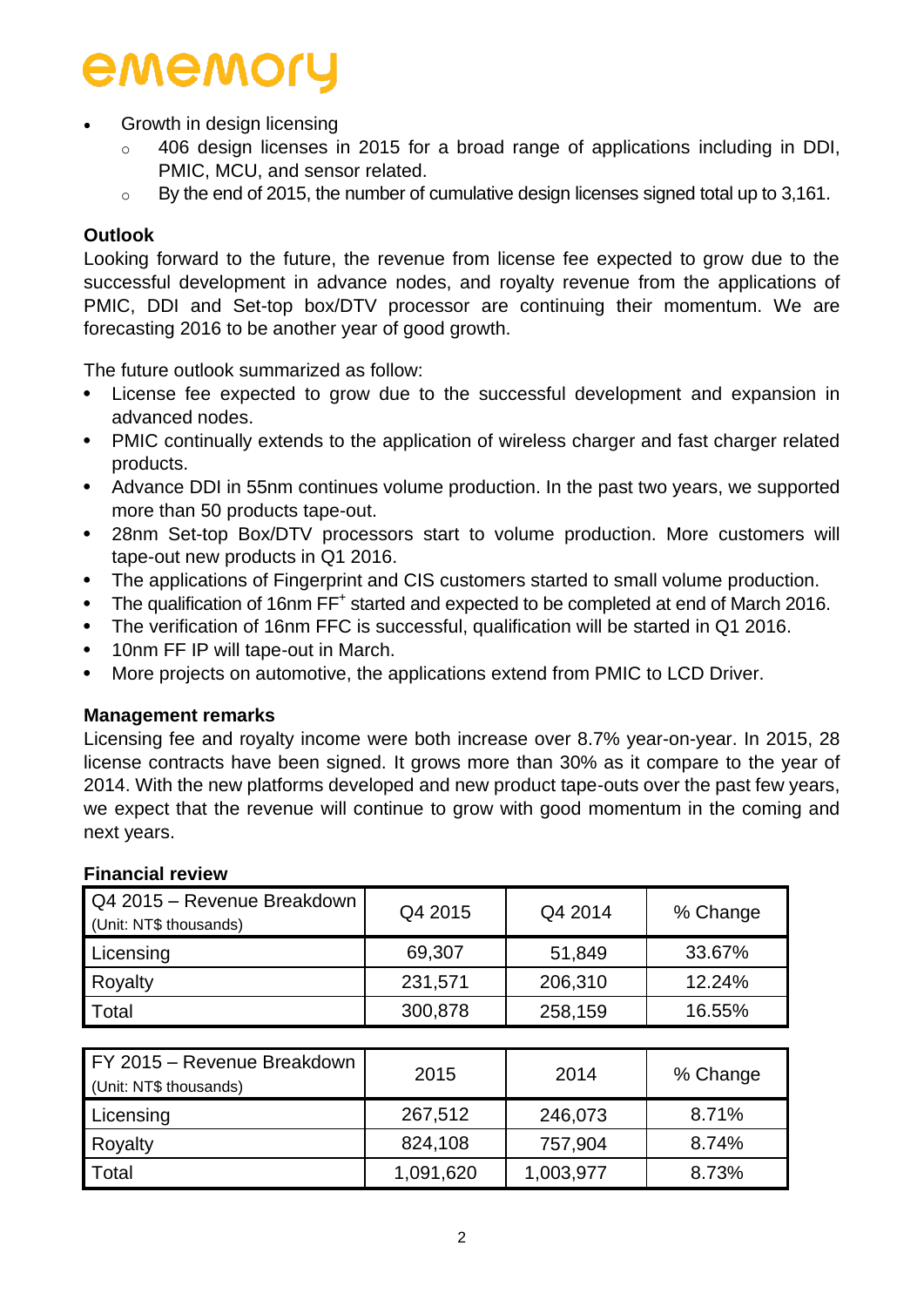- Growth in design licensing
  - 406 design licenses in 2015 for a broad range of applications including in DDI, PMIC, MCU, and sensor related.
  - By the end of 2015, the number of cumulative design licenses signed total up to 3,161.

**Outlook**

Looking forward to the future, the revenue from license fee expected to grow due to the successful development in advance nodes, and royalty revenue from the applications of PMIC, DDI and Set-top box/DTV processor are continuing their momentum. We are forecasting 2016 to be another year of good growth.

The future outlook summarized as follow:

- License fee expected to grow due to the successful development and expansion in advanced nodes.
- PMIC continually extends to the application of wireless charger and fast charger related products.
- Advance DDI in 55nm continues volume production. In the past two years, we supported more than 50 products tape-out.
- 28nm Set-top Box/DTV processors start to volume production. More customers will tape-out new products in Q1 2016.
- The applications of Fingerprint and CIS customers started to small volume production.
- The qualification of 16nm FF+ started and expected to be completed at end of March 2016.
- The verification of 16nm FFC is successful, qualification will be started in Q1 2016.
- 10nm FF IP will tape-out in March.
- More projects on automotive, the applications extend from PMIC to LCD Driver.

**Management remarks**

Licensing fee and royalty income were both increase over 8.7% year-on-year. In 2015, 28 license contracts have been signed. It grows more than 30% as it compare to the year of 2014. With the new platforms developed and new product tape-outs over the past few years, we expect that the revenue will continue to grow with good momentum in the coming and next years.

**Financial review**

| Q4 2015 – Revenue Breakdown (Unit: NT$ thousands) | Q4 2015 | Q4 2014 | % Change |
|---|---|---|---|
| Licensing | 69,307 | 51,849 | 33.67% |
| Royalty | 231,571 | 206,310 | 12.24% |
| Total | 300,878 | 258,159 | 16.55% |

| FY 2015 – Revenue Breakdown (Unit: NT$ thousands) | 2015 | 2014 | % Change |
|---|---|---|---|
| Licensing | 267,512 | 246,073 | 8.71% |
| Royalty | 824,108 | 757,904 | 8.74% |
| Total | 1,091,620 | 1,003,977 | 8.73% |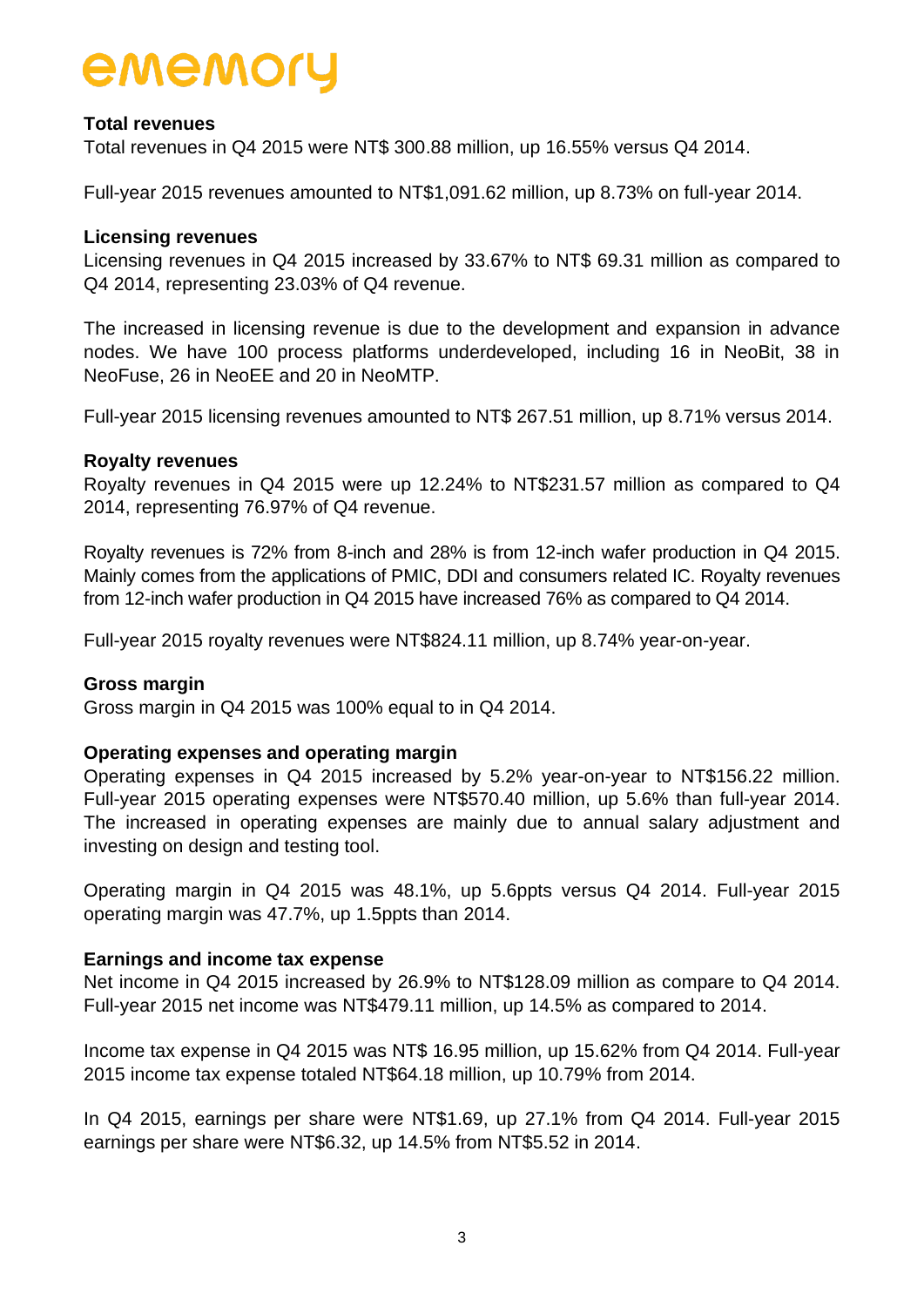ememory

**Total revenues**

Total revenues in Q4 2015 were NT$ 300.88 million, up 16.55% versus Q4 2014.

Full-year 2015 revenues amounted to NT$1,091.62 million, up 8.73% on full-year 2014.

**Licensing revenues**

Licensing revenues in Q4 2015 increased by 33.67% to NT$ 69.31 million as compared to Q4 2014, representing 23.03% of Q4 revenue.

The increased in licensing revenue is due to the development and expansion in advance nodes. We have 100 process platforms underdeveloped, including 16 in NeoBit, 38 in NeoFuse, 26 in NeoEE and 20 in NeoMTP.

Full-year 2015 licensing revenues amounted to NT$ 267.51 million, up 8.71% versus 2014.

**Royalty revenues**

Royalty revenues in Q4 2015 were up 12.24% to NT$231.57 million as compared to Q4 2014, representing 76.97% of Q4 revenue.

Royalty revenues is 72% from 8-inch and 28% is from 12-inch wafer production in Q4 2015. Mainly comes from the applications of PMIC, DDI and consumers related IC. Royalty revenues from 12-inch wafer production in Q4 2015 have increased 76% as compared to Q4 2014.

Full-year 2015 royalty revenues were NT$824.11 million, up 8.74% year-on-year.

**Gross margin**

Gross margin in Q4 2015 was 100% equal to in Q4 2014.

**Operating expenses and operating margin**

Operating expenses in Q4 2015 increased by 5.2% year-on-year to NT$156.22 million. Full-year 2015 operating expenses were NT$570.40 million, up 5.6% than full-year 2014. The increased in operating expenses are mainly due to annual salary adjustment and investing on design and testing tool.

Operating margin in Q4 2015 was 48.1%, up 5.6ppts versus Q4 2014. Full-year 2015 operating margin was 47.7%, up 1.5ppts than 2014.

**Earnings and income tax expense**

Net income in Q4 2015 increased by 26.9% to NT$128.09 million as compare to Q4 2014. Full-year 2015 net income was NT$479.11 million, up 14.5% as compared to 2014.

Income tax expense in Q4 2015 was NT$ 16.95 million, up 15.62% from Q4 2014. Full-year 2015 income tax expense totaled NT$64.18 million, up 10.79% from 2014.

In Q4 2015, earnings per share were NT$1.69, up 27.1% from Q4 2014. Full-year 2015 earnings per share were NT$6.32, up 14.5% from NT$5.52 in 2014.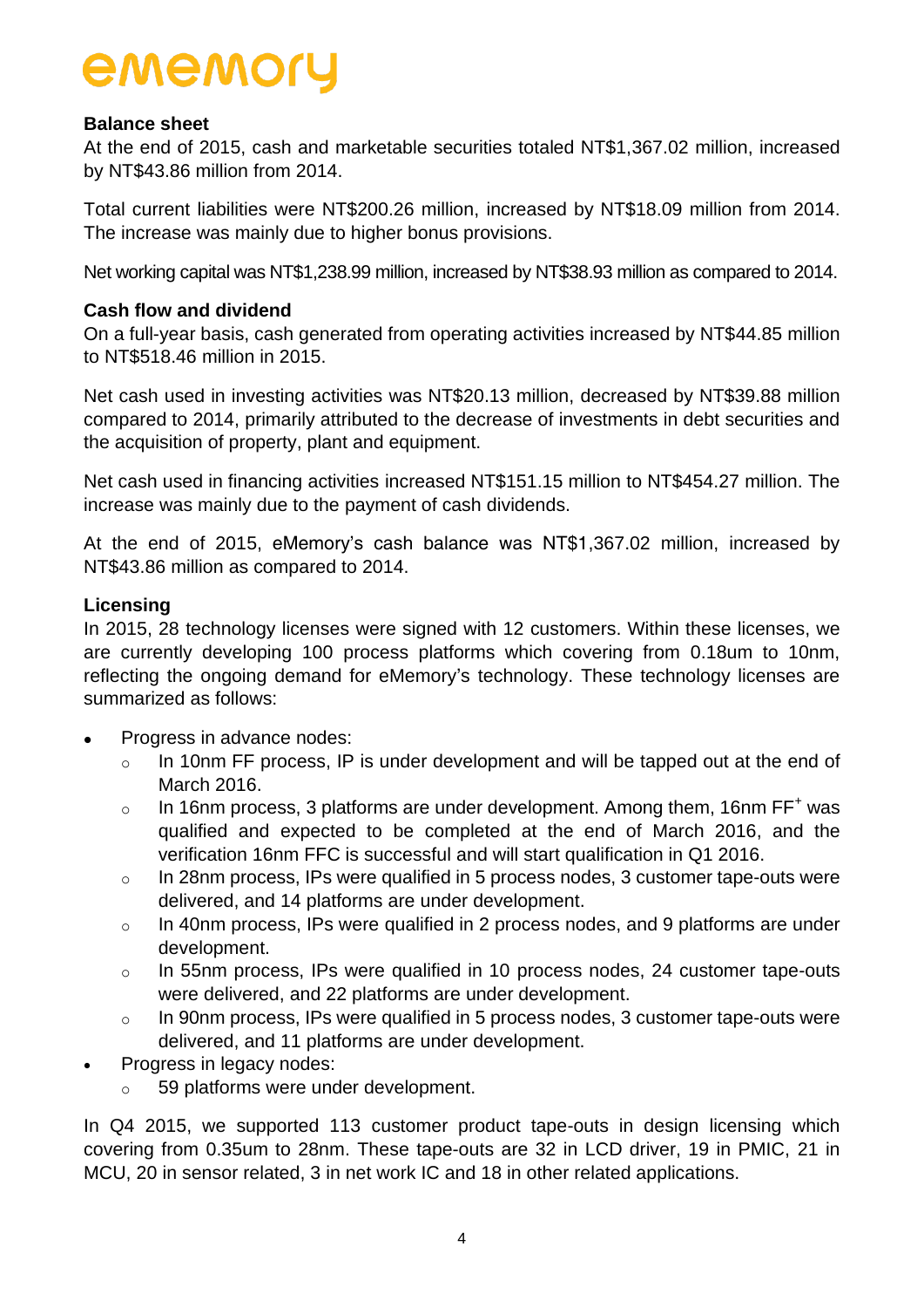ememory

### Balance sheet

At the end of 2015, cash and marketable securities totaled NT$1,367.02 million, increased by NT$43.86 million from 2014.

Total current liabilities were NT$200.26 million, increased by NT$18.09 million from 2014. The increase was mainly due to higher bonus provisions.

Net working capital was NT$1,238.99 million, increased by NT$38.93 million as compared to 2014.

### Cash flow and dividend

On a full-year basis, cash generated from operating activities increased by NT$44.85 million to NT$518.46 million in 2015.

Net cash used in investing activities was NT$20.13 million, decreased by NT$39.88 million compared to 2014, primarily attributed to the decrease of investments in debt securities and the acquisition of property, plant and equipment.

Net cash used in financing activities increased NT$151.15 million to NT$454.27 million. The increase was mainly due to the payment of cash dividends.

At the end of 2015, eMemory's cash balance was NT$1,367.02 million, increased by NT$43.86 million as compared to 2014.

### Licensing

In 2015, 28 technology licenses were signed with 12 customers. Within these licenses, we are currently developing 100 process platforms which covering from 0.18um to 10nm, reflecting the ongoing demand for eMemory's technology. These technology licenses are summarized as follows:

- Progress in advance nodes:
  - In 10nm FF process, IP is under development and will be tapped out at the end of March 2016.
  - In 16nm process, 3 platforms are under development. Among them, 16nm FF$^{+}$ was qualified and expected to be completed at the end of March 2016, and the verification 16nm FFC is successful and will start qualification in Q1 2016.
  - In 28nm process, IPs were qualified in 5 process nodes, 3 customer tape-outs were delivered, and 14 platforms are under development.
  - In 40nm process, IPs were qualified in 2 process nodes, and 9 platforms are under development.
  - In 55nm process, IPs were qualified in 10 process nodes, 24 customer tape-outs were delivered, and 22 platforms are under development.
  - In 90nm process, IPs were qualified in 5 process nodes, 3 customer tape-outs were delivered, and 11 platforms are under development.
- Progress in legacy nodes:
  - 59 platforms were under development.

In Q4 2015, we supported 113 customer product tape-outs in design licensing which covering from 0.35um to 28nm. These tape-outs are 32 in LCD driver, 19 in PMIC, 21 in MCU, 20 in sensor related, 3 in net work IC and 18 in other related applications.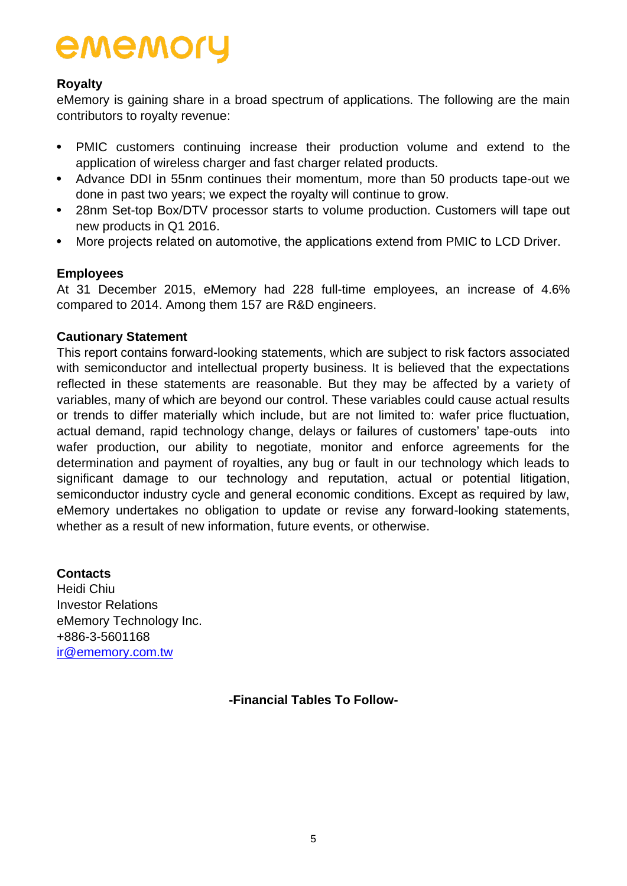## Royalty

eMemory is gaining share in a broad spectrum of applications. The following are the main contributors to royalty revenue:

- PMIC customers continuing increase their production volume and extend to the application of wireless charger and fast charger related products.
- Advance DDI in 55nm continues their momentum, more than 50 products tape-out we done in past two years; we expect the royalty will continue to grow.
- 28nm Set-top Box/DTV processor starts to volume production. Customers will tape out new products in Q1 2016.
- More projects related on automotive, the applications extend from PMIC to LCD Driver.

## Employees

At 31 December 2015, eMemory had 228 full-time employees, an increase of 4.6% compared to 2014. Among them 157 are R&D engineers.

## Cautionary Statement

This report contains forward-looking statements, which are subject to risk factors associated with semiconductor and intellectual property business. It is believed that the expectations reflected in these statements are reasonable. But they may be affected by a variety of variables, many of which are beyond our control. These variables could cause actual results or trends to differ materially which include, but are not limited to: wafer price fluctuation, actual demand, rapid technology change, delays or failures of customers' tape-outs into wafer production, our ability to negotiate, monitor and enforce agreements for the determination and payment of royalties, any bug or fault in our technology which leads to significant damage to our technology and reputation, actual or potential litigation, semiconductor industry cycle and general economic conditions. Except as required by law, eMemory undertakes no obligation to update or revise any forward-looking statements, whether as a result of new information, future events, or otherwise.

## Contacts

Heidi Chiu
Investor Relations
eMemory Technology Inc.
+886-3-5601168
ir@ememory.com.tw

**-Financial Tables To Follow-**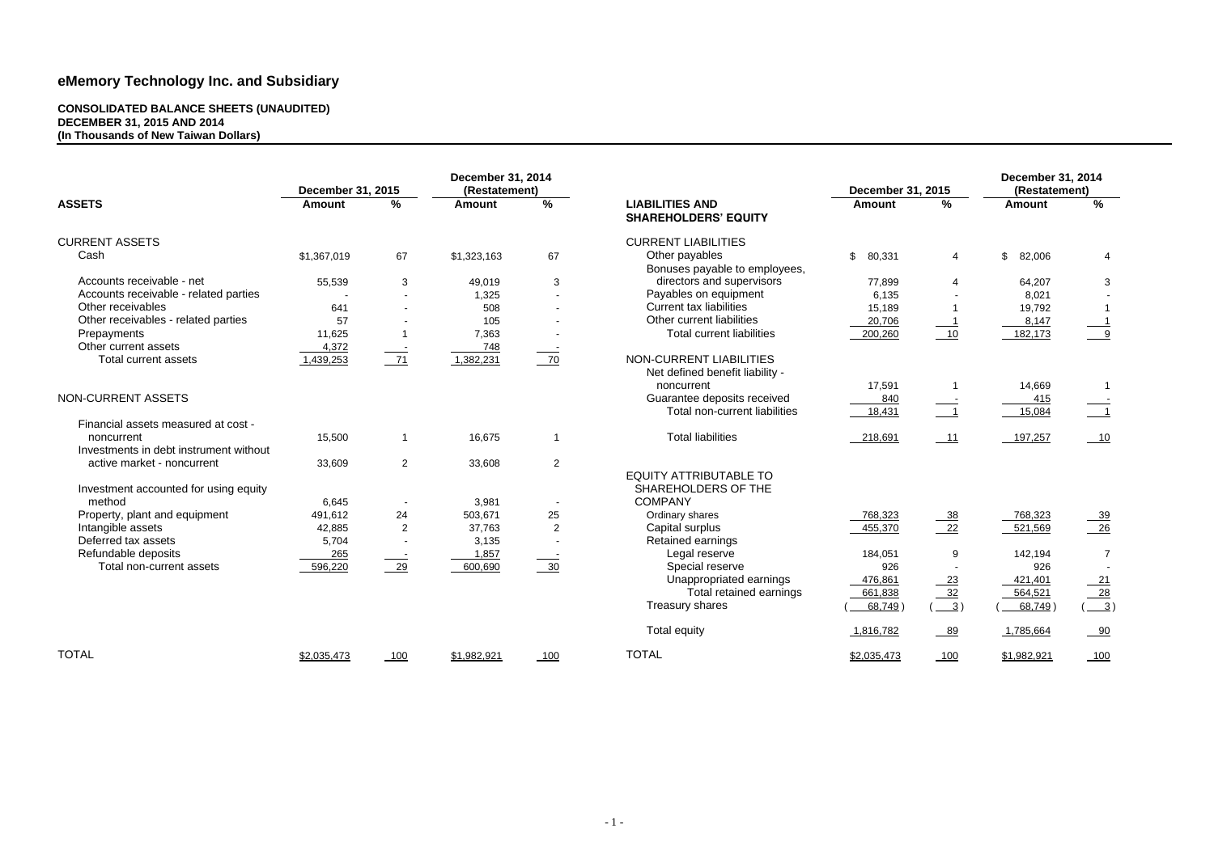# eMemory Technology Inc. and Subsidiary

**CONSOLIDATED BALANCE SHEETS (UNAUDITED)**
**DECEMBER 31, 2015 AND 2014**
**(In Thousands of New Taiwan Dollars)**

| ASSETS | December 31, 2015 Amount | % | December 31, 2014 (Restatement) Amount | % |
|---|---|---|---|---|
| CURRENT ASSETS | | | | |
| Cash | $1,367,019 | 67 | $1,323,163 | 67 |
| Accounts receivable - net | 55,539 | 3 | 49,019 | 3 |
| Accounts receivable - related parties | - | - | 1,325 | - |
| Other receivables | 641 | - | 508 | - |
| Other receivables - related parties | 57 | - | 105 | - |
| Prepayments | 11,625 | 1 | 7,363 | - |
| Other current assets | 4,372 | - | 748 | - |
| Total current assets | 1,439,253 | 71 | 1,382,231 | 70 |
| NON-CURRENT ASSETS | | | | |
| Financial assets measured at cost - noncurrent | 15,500 | 1 | 16,675 | 1 |
| Investments in debt instrument without active market - noncurrent | 33,609 | 2 | 33,608 | 2 |
| Investment accounted for using equity method | 6,645 | - | 3,981 | - |
| Property, plant and equipment | 491,612 | 24 | 503,671 | 25 |
| Intangible assets | 42,885 | 2 | 37,763 | 2 |
| Deferred tax assets | 5,704 | - | 3,135 | - |
| Refundable deposits | 265 | - | 1,857 | - |
| Total non-current assets | 596,220 | 29 | 600,690 | 30 |
| TOTAL | $2,035,473 | 100 | $1,982,921 | 100 |

| LIABILITIES AND SHAREHOLDERS' EQUITY | December 31, 2015 Amount | % | December 31, 2014 (Restatement) Amount | % |
|---|---|---|---|---|
| CURRENT LIABILITIES | | | | |
| Other payables | $ 80,331 | 4 | $ 82,006 | 4 |
| Bonuses payable to employees, directors and supervisors | 77,899 | 4 | 64,207 | 3 |
| Payables on equipment | 6,135 | - | 8,021 | - |
| Current tax liabilities | 15,189 | 1 | 19,792 | 1 |
| Other current liabilities | 20,706 | 1 | 8,147 | 1 |
| Total current liabilities | 200,260 | 10 | 182,173 | 9 |
| NON-CURRENT LIABILITIES | | | | |
| Net defined benefit liability - noncurrent | 17,591 | 1 | 14,669 | 1 |
| Guarantee deposits received | 840 | - | 415 | - |
| Total non-current liabilities | 18,431 | 1 | 15,084 | 1 |
| Total liabilities | 218,691 | 11 | 197,257 | 10 |
| EQUITY ATTRIBUTABLE TO SHAREHOLDERS OF THE COMPANY | | | | |
| Ordinary shares | 768,323 | 38 | 768,323 | 39 |
| Capital surplus | 455,370 | 22 | 521,569 | 26 |
| Retained earnings | | | | |
| Legal reserve | 184,051 | 9 | 142,194 | 7 |
| Special reserve | 926 | - | 926 | - |
| Unappropriated earnings | 476,861 | 23 | 421,401 | 21 |
| Total retained earnings | 661,838 | 32 | 564,521 | 28 |
| Treasury shares | ( 68,749 ) | ( 3 ) | ( 68,749 ) | ( 3 ) |
| Total equity | 1,816,782 | 89 | 1,785,664 | 90 |
| TOTAL | $2,035,473 | 100 | $1,982,921 | 100 |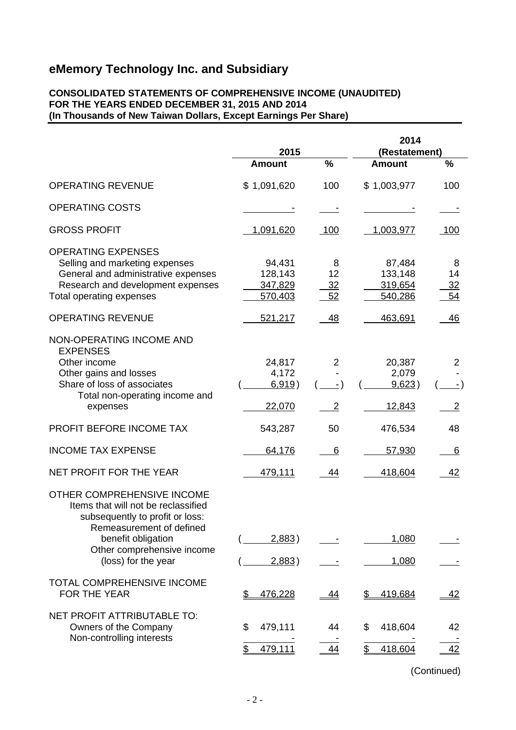# eMemory Technology Inc. and Subsidiary

**CONSOLIDATED STATEMENTS OF COMPREHENSIVE INCOME (UNAUDITED)**
**FOR THE YEARS ENDED DECEMBER 31, 2015 AND 2014**
**(In Thousands of New Taiwan Dollars, Except Earnings Per Share)**

| | 2015 | | 2014 (Restatement) | |
|---|---|---|---|---|
| | **Amount** | **%** | **Amount** | **%** |
| OPERATING REVENUE | $ 1,091,620 | 100 | $ 1,003,977 | 100 |
| OPERATING COSTS | - | - | - | - |
| GROSS PROFIT | 1,091,620 | 100 | 1,003,977 | 100 |
| OPERATING EXPENSES | | | | |
| Selling and marketing expenses | 94,431 | 8 | 87,484 | 8 |
| General and administrative expenses | 128,143 | 12 | 133,148 | 14 |
| Research and development expenses | 347,829 | 32 | 319,654 | 32 |
| Total operating expenses | 570,403 | 52 | 540,286 | 54 |
| OPERATING REVENUE | 521,217 | 48 | 463,691 | 46 |
| NON-OPERATING INCOME AND EXPENSES | | | | |
| Other income | 24,817 | 2 | 20,387 | 2 |
| Other gains and losses | 4,172 | - | 2,079 | - |
| Share of loss of associates | ( 6,919) | ( -) | ( 9,623) | ( -) |
| Total non-operating income and expenses | 22,070 | 2 | 12,843 | 2 |
| PROFIT BEFORE INCOME TAX | 543,287 | 50 | 476,534 | 48 |
| INCOME TAX EXPENSE | 64,176 | 6 | 57,930 | 6 |
| NET PROFIT FOR THE YEAR | 479,111 | 44 | 418,604 | 42 |
| OTHER COMPREHENSIVE INCOME | | | | |
| Items that will not be reclassified subsequently to profit or loss: | | | | |
| Remeasurement of defined benefit obligation | ( 2,883) | - | 1,080 | - |
| Other comprehensive income (loss) for the year | ( 2,883) | - | 1,080 | - |
| TOTAL COMPREHENSIVE INCOME FOR THE YEAR | $ 476,228 | 44 | $ 419,684 | 42 |
| NET PROFIT ATTRIBUTABLE TO: | | | | |
| Owners of the Company | $ 479,111 | 44 | $ 418,604 | 42 |
| Non-controlling interests | - | - | - | - |
| | $ 479,111 | 44 | $ 418,604 | 42 |

(Continued)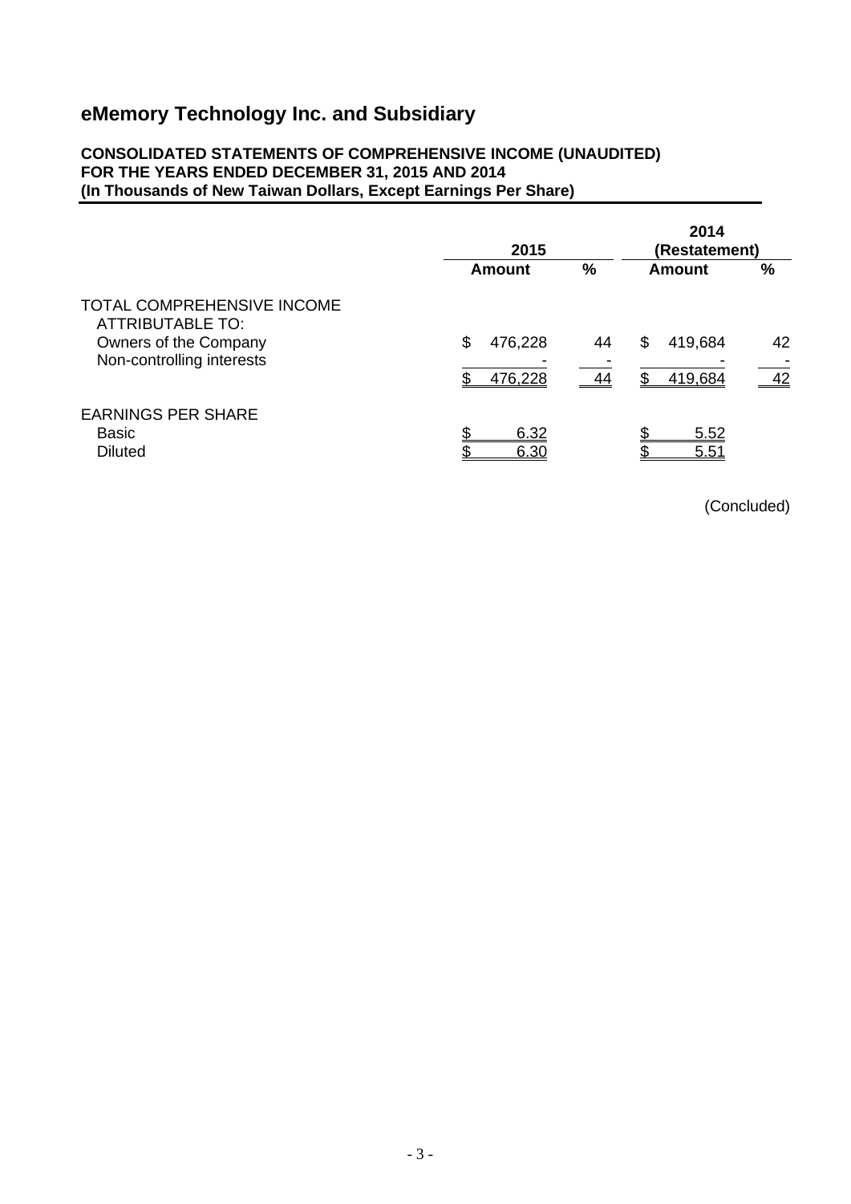# eMemory Technology Inc. and Subsidiary

**CONSOLIDATED STATEMENTS OF COMPREHENSIVE INCOME (UNAUDITED)**
**FOR THE YEARS ENDED DECEMBER 31, 2015 AND 2014**
**(In Thousands of New Taiwan Dollars, Except Earnings Per Share)**

| | 2015 | | 2014 (Restatement) | |
|---|---|---|---|---|
| | **Amount** | **%** | **Amount** | **%** |
| TOTAL COMPREHENSIVE INCOME ATTRIBUTABLE TO: | | | | |
| Owners of the Company | $ 476,228 | 44 | $ 419,684 | 42 |
| Non-controlling interests | - | - | - | - |
| | $ 476,228 | 44 | $ 419,684 | 42 |
| EARNINGS PER SHARE | | | | |
| Basic | $ 6.32 | | $ 5.52 | |
| Diluted | $ 6.30 | | $ 5.51 | |

(Concluded)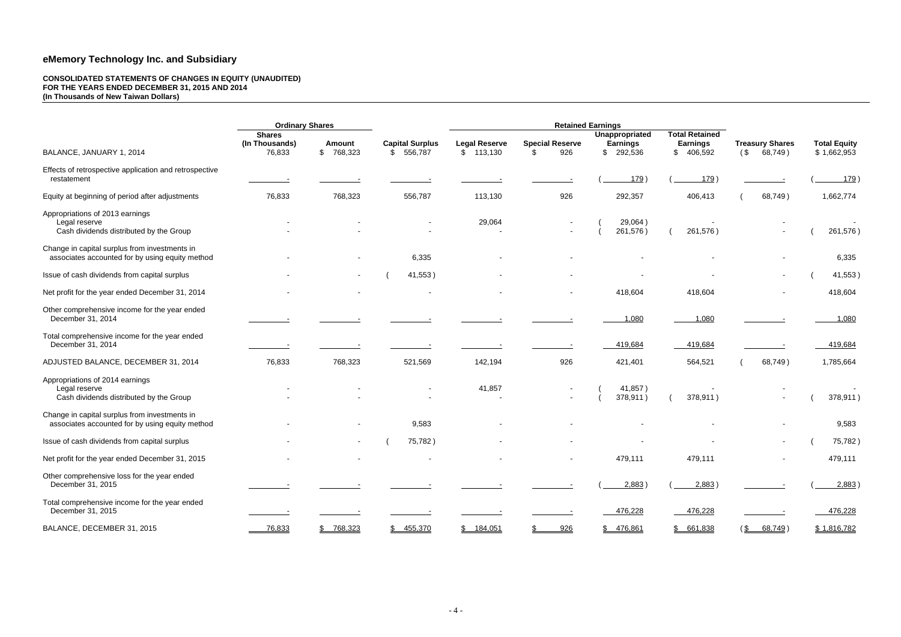## eMemory Technology Inc. and Subsidiary

**CONSOLIDATED STATEMENTS OF CHANGES IN EQUITY (UNAUDITED)**
**FOR THE YEARS ENDED DECEMBER 31, 2015 AND 2014**
**(In Thousands of New Taiwan Dollars)**

| | Ordinary Shares | | | Retained Earnings | | | | | |
|---|---|---|---|---|---|---|---|---|---|
| | Shares (In Thousands) | Amount | Capital Surplus | Legal Reserve | Special Reserve | Unappropriated Earnings | Total Retained Earnings | Treasury Shares | Total Equity |
| BALANCE, JANUARY 1, 2014 | 76,833 | $ 768,323 | $ 556,787 | $ 113,130 | $ 926 | $ 292,536 | $ 406,592 | ($ 68,749) | $ 1,662,953 |
| Effects of retrospective application and retrospective restatement | - | - | - | - | - | ( 179) | ( 179) | - | ( 179) |
| Equity at beginning of period after adjustments | 76,833 | 768,323 | 556,787 | 113,130 | 926 | 292,357 | 406,413 | ( 68,749) | 1,662,774 |
| Appropriations of 2013 earnings | | | | | | | | | |
| Legal reserve | - | - | - | 29,064 | - | ( 29,064) | - | - | - |
| Cash dividends distributed by the Group | - | - | - | - | - | ( 261,576) | ( 261,576) | - | ( 261,576) |
| Change in capital surplus from investments in associates accounted for by using equity method | - | - | 6,335 | - | - | - | - | - | 6,335 |
| Issue of cash dividends from capital surplus | - | - | ( 41,553) | - | - | - | - | - | ( 41,553) |
| Net profit for the year ended December 31, 2014 | - | - | - | - | - | 418,604 | 418,604 | - | 418,604 |
| Other comprehensive income for the year ended December 31, 2014 | - | - | - | - | - | 1,080 | 1,080 | - | 1,080 |
| Total comprehensive income for the year ended December 31, 2014 | - | - | - | - | - | 419,684 | 419,684 | - | 419,684 |
| ADJUSTED BALANCE, DECEMBER 31, 2014 | 76,833 | 768,323 | 521,569 | 142,194 | 926 | 421,401 | 564,521 | ( 68,749) | 1,785,664 |
| Appropriations of 2014 earnings | | | | | | | | | |
| Legal reserve | - | - | - | 41,857 | - | ( 41,857) | - | - | - |
| Cash dividends distributed by the Group | - | - | - | - | - | ( 378,911) | ( 378,911) | - | ( 378,911) |
| Change in capital surplus from investments in associates accounted for by using equity method | - | - | 9,583 | - | - | - | - | - | 9,583 |
| Issue of cash dividends from capital surplus | - | - | ( 75,782) | - | - | - | - | - | ( 75,782) |
| Net profit for the year ended December 31, 2015 | - | - | - | - | - | 479,111 | 479,111 | - | 479,111 |
| Other comprehensive loss for the year ended December 31, 2015 | - | - | - | - | - | ( 2,883) | ( 2,883) | - | ( 2,883) |
| Total comprehensive income for the year ended December 31, 2015 | - | - | - | - | - | 476,228 | 476,228 | - | 476,228 |
| BALANCE, DECEMBER 31, 2015 | 76,833 | $ 768,323 | $ 455,370 | $ 184,051 | $ 926 | $ 476,861 | $ 661,838 | ($ 68,749) | $ 1,816,782 |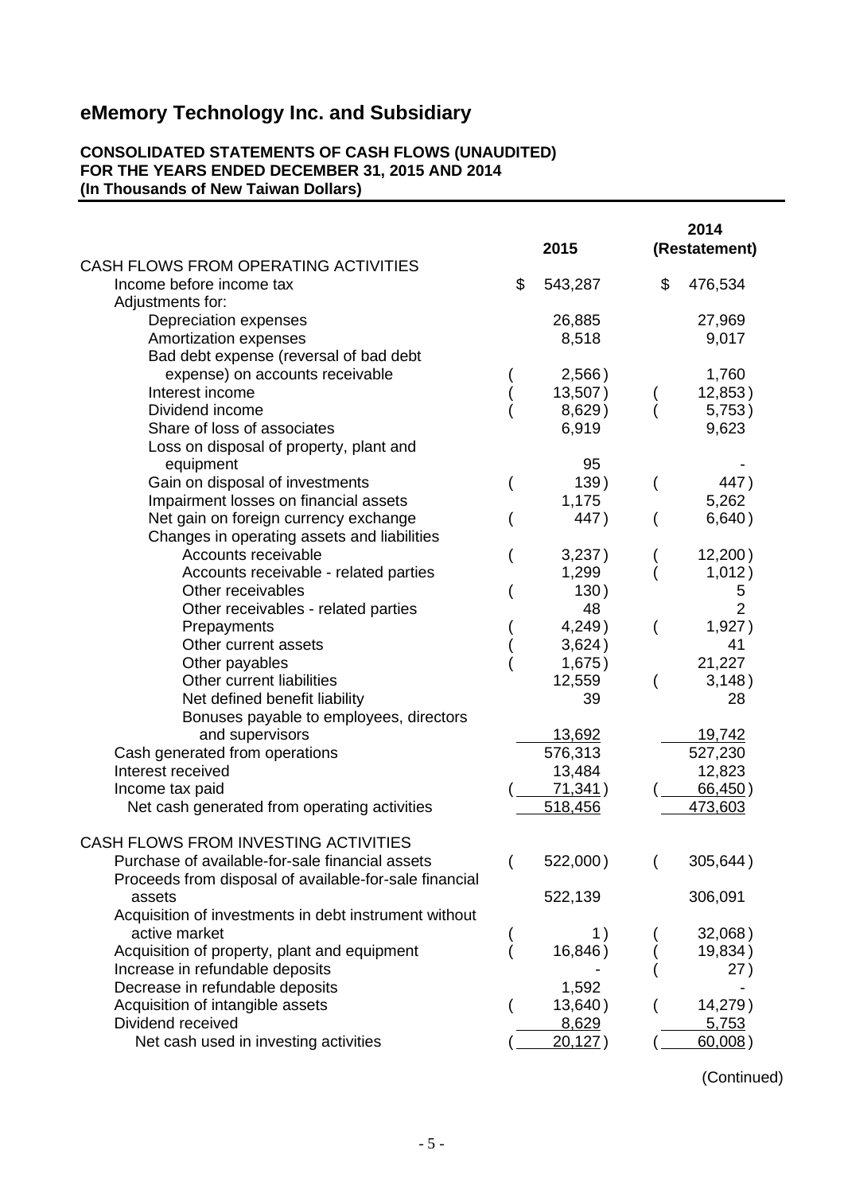# eMemory Technology Inc. and Subsidiary

**CONSOLIDATED STATEMENTS OF CASH FLOWS (UNAUDITED)**
**FOR THE YEARS ENDED DECEMBER 31, 2015 AND 2014**
**(In Thousands of New Taiwan Dollars)**

| | 2015 | 2014 (Restatement) |
|---|---|---|
| CASH FLOWS FROM OPERATING ACTIVITIES | | |
| Income before income tax | $ 543,287 | $ 476,534 |
| Adjustments for: | | |
| Depreciation expenses | 26,885 | 27,969 |
| Amortization expenses | 8,518 | 9,017 |
| Bad debt expense (reversal of bad debt expense) on accounts receivable | ( 2,566 ) | 1,760 |
| Interest income | ( 13,507 ) | ( 12,853 ) |
| Dividend income | ( 8,629 ) | ( 5,753 ) |
| Share of loss of associates | 6,919 | 9,623 |
| Loss on disposal of property, plant and equipment | 95 | - |
| Gain on disposal of investments | ( 139 ) | ( 447 ) |
| Impairment losses on financial assets | 1,175 | 5,262 |
| Net gain on foreign currency exchange | ( 447 ) | ( 6,640 ) |
| Changes in operating assets and liabilities | | |
| Accounts receivable | ( 3,237 ) | ( 12,200 ) |
| Accounts receivable - related parties | 1,299 | ( 1,012 ) |
| Other receivables | ( 130 ) | 5 |
| Other receivables - related parties | 48 | 2 |
| Prepayments | ( 4,249 ) | ( 1,927 ) |
| Other current assets | ( 3,624 ) | 41 |
| Other payables | ( 1,675 ) | 21,227 |
| Other current liabilities | 12,559 | ( 3,148 ) |
| Net defined benefit liability | 39 | 28 |
| Bonuses payable to employees, directors and supervisors | 13,692 | 19,742 |
| Cash generated from operations | 576,313 | 527,230 |
| Interest received | 13,484 | 12,823 |
| Income tax paid | ( 71,341 ) | ( 66,450 ) |
| Net cash generated from operating activities | 518,456 | 473,603 |
| CASH FLOWS FROM INVESTING ACTIVITIES | | |
| Purchase of available-for-sale financial assets | ( 522,000 ) | ( 305,644 ) |
| Proceeds from disposal of available-for-sale financial assets | 522,139 | 306,091 |
| Acquisition of investments in debt instrument without active market | ( 1 ) | ( 32,068 ) |
| Acquisition of property, plant and equipment | ( 16,846 ) | ( 19,834 ) |
| Increase in refundable deposits | - | ( 27 ) |
| Decrease in refundable deposits | 1,592 | - |
| Acquisition of intangible assets | ( 13,640 ) | ( 14,279 ) |
| Dividend received | 8,629 | 5,753 |
| Net cash used in investing activities | ( 20,127 ) | ( 60,008 ) |

(Continued)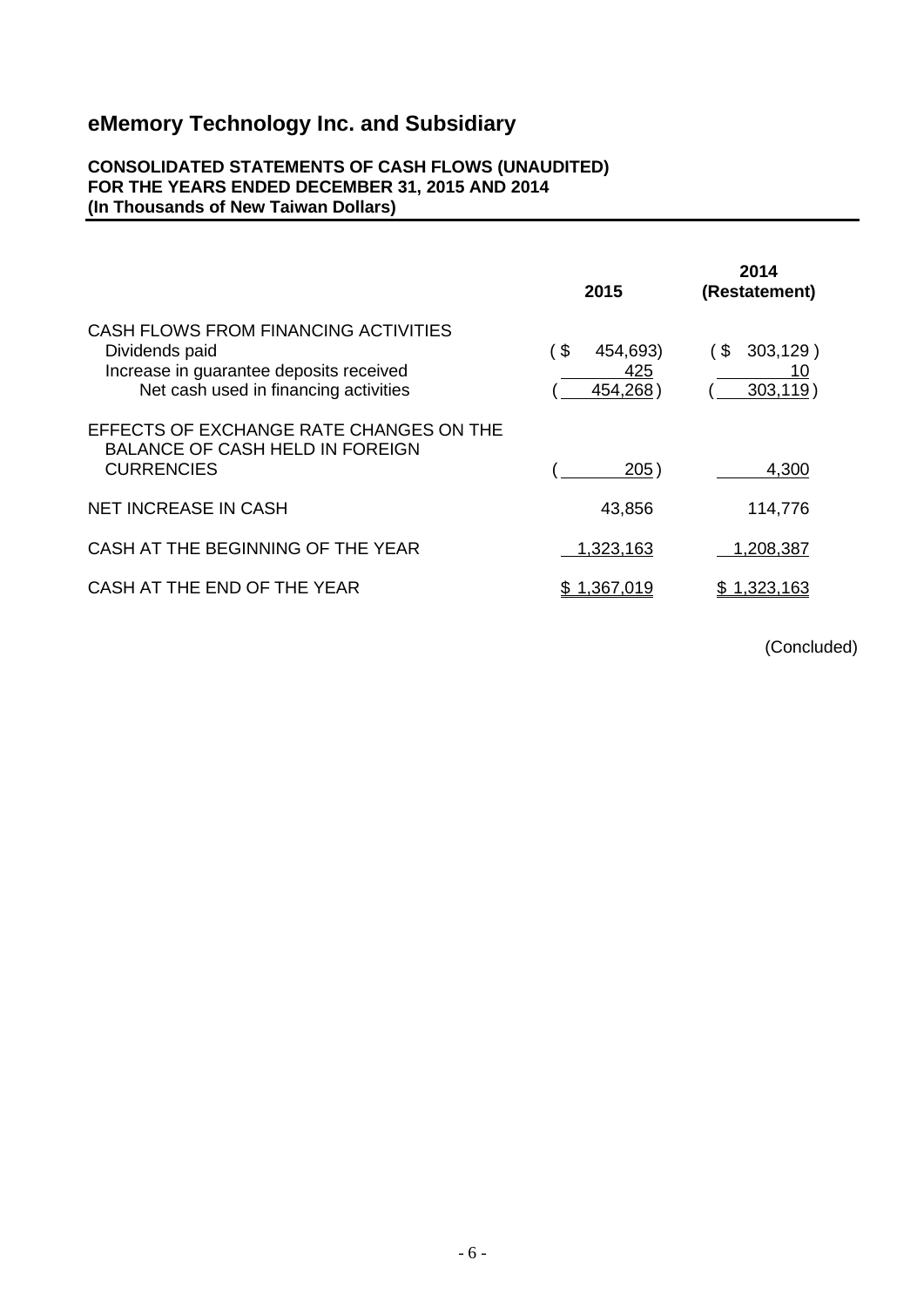# eMemory Technology Inc. and Subsidiary

**CONSOLIDATED STATEMENTS OF CASH FLOWS (UNAUDITED)**
**FOR THE YEARS ENDED DECEMBER 31, 2015 AND 2014**
**(In Thousands of New Taiwan Dollars)**

| | 2015 | 2014 (Restatement) |
|---|---|---|
| CASH FLOWS FROM FINANCING ACTIVITIES | | |
| Dividends paid | ($ 454,693) | ($ 303,129) |
| Increase in guarantee deposits received | 425 | 10 |
| Net cash used in financing activities | (454,268) | (303,119) |
| EFFECTS OF EXCHANGE RATE CHANGES ON THE BALANCE OF CASH HELD IN FOREIGN CURRENCIES | (205) | 4,300 |
| NET INCREASE IN CASH | 43,856 | 114,776 |
| CASH AT THE BEGINNING OF THE YEAR | 1,323,163 | 1,208,387 |
| CASH AT THE END OF THE YEAR | $ 1,367,019 | $ 1,323,163 |

(Concluded)